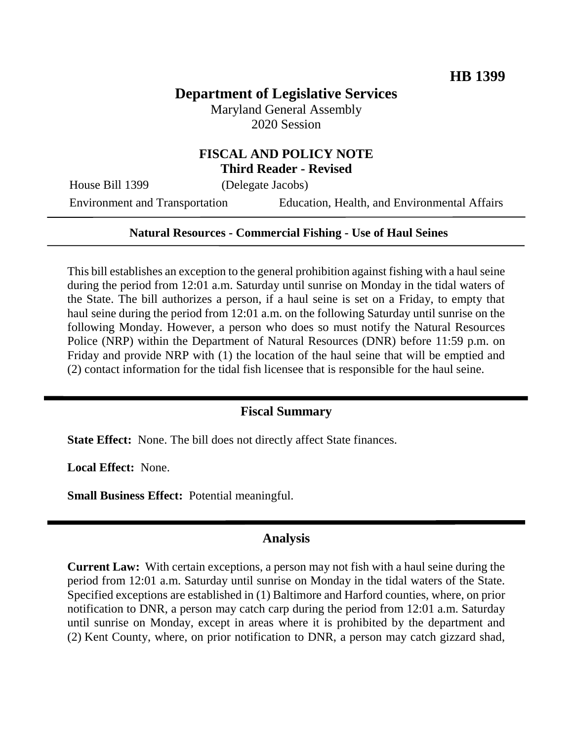**HB 1399**

# Department of Legislative Services

Maryland General Assembly
2020 Session

## FISCAL AND POLICY NOTE
**Third Reader - Revised**

House Bill 1399 (Delegate Jacobs)

Environment and Transportation Education, Health, and Environmental Affairs

**Natural Resources - Commercial Fishing - Use of Haul Seines**

This bill establishes an exception to the general prohibition against fishing with a haul seine during the period from 12:01 a.m. Saturday until sunrise on Monday in the tidal waters of the State. The bill authorizes a person, if a haul seine is set on a Friday, to empty that haul seine during the period from 12:01 a.m. on the following Saturday until sunrise on the following Monday. However, a person who does so must notify the Natural Resources Police (NRP) within the Department of Natural Resources (DNR) before 11:59 p.m. on Friday and provide NRP with (1) the location of the haul seine that will be emptied and (2) contact information for the tidal fish licensee that is responsible for the haul seine.

## Fiscal Summary

**State Effect:** None. The bill does not directly affect State finances.

**Local Effect:** None.

**Small Business Effect:** Potential meaningful.

## Analysis

**Current Law:** With certain exceptions, a person may not fish with a haul seine during the period from 12:01 a.m. Saturday until sunrise on Monday in the tidal waters of the State. Specified exceptions are established in (1) Baltimore and Harford counties, where, on prior notification to DNR, a person may catch carp during the period from 12:01 a.m. Saturday until sunrise on Monday, except in areas where it is prohibited by the department and (2) Kent County, where, on prior notification to DNR, a person may catch gizzard shad,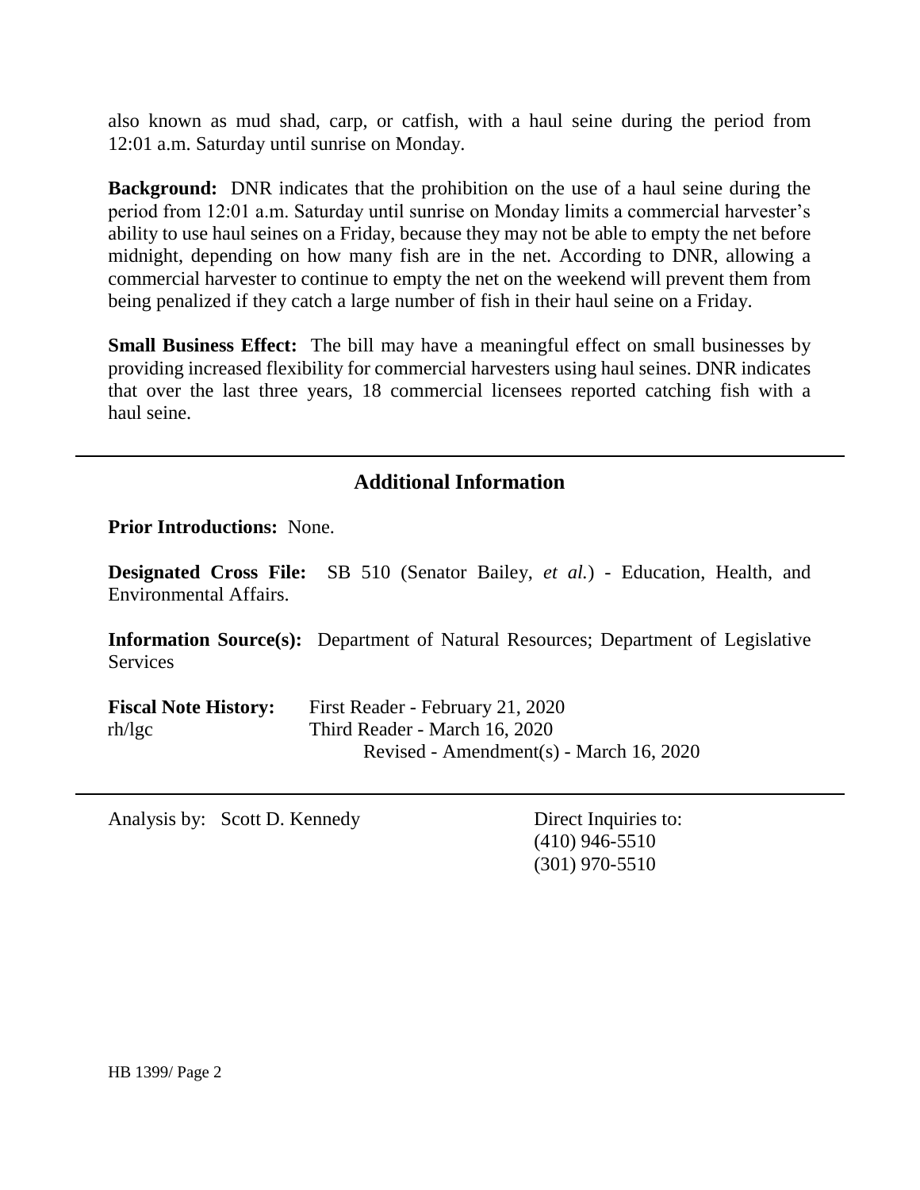also known as mud shad, carp, or catfish, with a haul seine during the period from 12:01 a.m. Saturday until sunrise on Monday.

**Background:** DNR indicates that the prohibition on the use of a haul seine during the period from 12:01 a.m. Saturday until sunrise on Monday limits a commercial harvester's ability to use haul seines on a Friday, because they may not be able to empty the net before midnight, depending on how many fish are in the net. According to DNR, allowing a commercial harvester to continue to empty the net on the weekend will prevent them from being penalized if they catch a large number of fish in their haul seine on a Friday.

**Small Business Effect:** The bill may have a meaningful effect on small businesses by providing increased flexibility for commercial harvesters using haul seines. DNR indicates that over the last three years, 18 commercial licensees reported catching fish with a haul seine.

## Additional Information

**Prior Introductions:** None.

**Designated Cross File:** SB 510 (Senator Bailey, *et al.*) - Education, Health, and Environmental Affairs.

**Information Source(s):** Department of Natural Resources; Department of Legislative Services

**Fiscal Note History:** First Reader - February 21, 2020
rh/lgc Third Reader - March 16, 2020
Revised - Amendment(s) - March 16, 2020

Analysis by: Scott D. Kennedy

Direct Inquiries to:
(410) 946-5510
(301) 970-5510